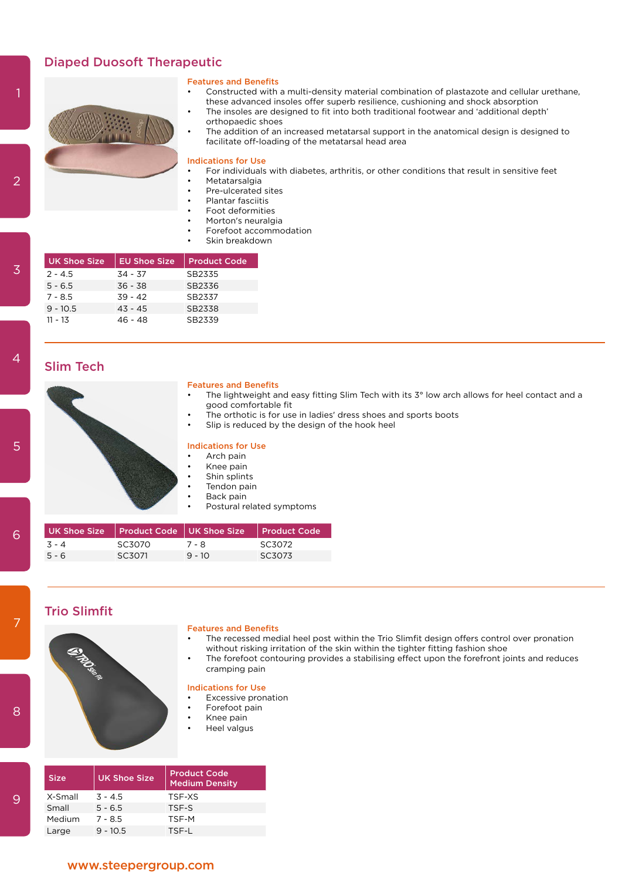## Diaped Duosoft Therapeutic

### Features and Benefits

- Constructed with a multi-density material combination of plastazote and cellular urethane, these advanced insoles offer superb resilience, cushioning and shock absorption
- The insoles are designed to fit into both traditional footwear and 'additional depth' orthopaedic shoes
- The addition of an increased metatarsal support in the anatomical design is designed to facilitate off-loading of the metatarsal head area

### Indications for Use

- For individuals with diabetes, arthritis, or other conditions that result in sensitive feet
- Metatarsalgia
- Pre-ulcerated sites
- Plantar fasciitis
- Foot deformities
- Morton's neuralgia
- Forefoot accommodation
- Skin breakdown

| UK Shoe Size | EU Shoe Size | Product Code |
|---|---|---|
| 2 - 4.5 | 34 - 37 | SB2335 |
| 5 - 6.5 | 36 - 38 | SB2336 |
| 7 - 8.5 | 39 - 42 | SB2337 |
| 9 - 10.5 | 43 - 45 | SB2338 |
| 11 - 13 | 46 - 48 | SB2339 |

## Slim Tech

### Features and Benefits

- The lightweight and easy fitting Slim Tech with its 3° low arch allows for heel contact and a good comfortable fit
- The orthotic is for use in ladies' dress shoes and sports boots
- Slip is reduced by the design of the hook heel

### Indications for Use

- Arch pain
- Knee pain
- Shin splints
- Tendon pain
- Back pain
- Postural related symptoms

| UK Shoe Size | Product Code | UK Shoe Size | Product Code |
|---|---|---|---|
| 3 - 4 | SC3070 | 7 - 8 | SC3072 |
| 5 - 6 | SC3071 | 9 - 10 | SC3073 |

## Trio Slimfit

### Features and Benefits

- The recessed medial heel post within the Trio Slimfit design offers control over pronation without risking irritation of the skin within the tighter fitting fashion shoe
- The forefoot contouring provides a stabilising effect upon the forefront joints and reduces cramping pain

### Indications for Use

- Excessive pronation
- Forefoot pain
- Knee pain
- Heel valgus

| Size | UK Shoe Size | Product Code Medium Density |
|---|---|---|
| X-Small | 3 - 4.5 | TSF-XS |
| Small | 5 - 6.5 | TSF-S |
| Medium | 7 - 8.5 | TSF-M |
| Large | 9 - 10.5 | TSF-L |

www.steepergroup.com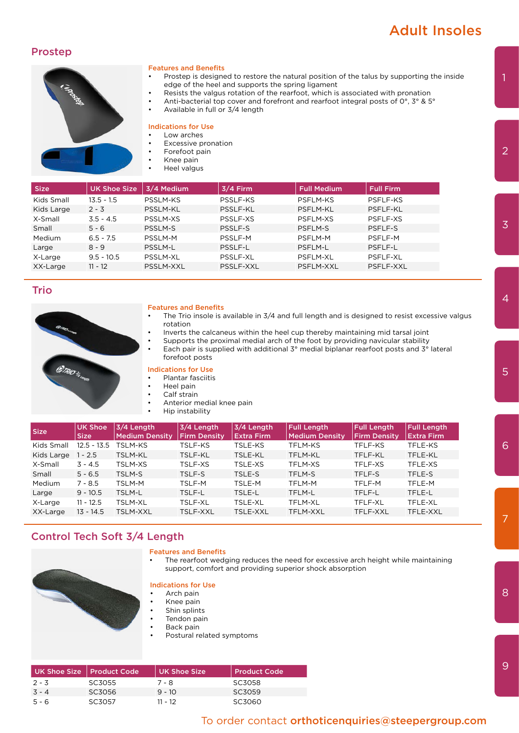# Adult Insoles

## Prostep

### Features and Benefits

- Prostep is designed to restore the natural position of the talus by supporting the inside edge of the heel and supports the spring ligament
- Resists the valgus rotation of the rearfoot, which is associated with pronation
- Anti-bacterial top cover and forefront and rearfoot integral posts of 0°, 3° & 5°
- Available in full or 3/4 length

### Indications for Use

- Low arches
- Excessive pronation
- Forefoot pain
- Knee pain
- Heel valgus

| Size | UK Shoe Size | 3/4 Medium | 3/4 Firm | Full Medium | Full Firm |
|---|---|---|---|---|---|
| Kids Small | 13.5 - 1.5 | PSSLM-KS | PSSLF-KS | PSFLM-KS | PSFLF-KS |
| Kids Large | 2 - 3 | PSSLM-KL | PSSLF-KL | PSFLM-KL | PSFLF-KL |
| X-Small | 3.5 - 4.5 | PSSLM-XS | PSSLF-XS | PSFLM-XS | PSFLF-XS |
| Small | 5 - 6 | PSSLM-S | PSSLF-S | PSFLM-S | PSFLF-S |
| Medium | 6.5 - 7.5 | PSSLM-M | PSSLF-M | PSFLM-M | PSFLF-M |
| Large | 8 - 9 | PSSLM-L | PSSLF-L | PSFLM-L | PSFLF-L |
| X-Large | 9.5 - 10.5 | PSSLM-XL | PSSLF-XL | PSFLM-XL | PSFLF-XL |
| XX-Large | 11 - 12 | PSSLM-XXL | PSSLF-XXL | PSFLM-XXL | PSFLF-XXL |

## Trio

### Features and Benefits

- The Trio insole is available in 3/4 and full length and is designed to resist excessive valgus rotation
- Inverts the calcaneus within the heel cup thereby maintaining mid tarsal joint
- Supports the proximal medial arch of the foot by providing navicular stability
- Each pair is supplied with additional 3° medial biplanar rearfoot posts and 3° lateral forefoot posts

### Indications for Use

- Plantar fasciitis
- Heel pain
- Calf strain
- Anterior medial knee pain
- Hip instability

| Size | UK Shoe Size | 3/4 Length Medium Density | 3/4 Length Firm Density | 3/4 Length Extra Firm | Full Length Medium Density | Full Length Firm Density | Full Length Extra Firm |
|---|---|---|---|---|---|---|---|
| Kids Small | 12.5 - 13.5 | TSLM-KS | TSLF-KS | TSLE-KS | TFLM-KS | TFLF-KS | TFLE-KS |
| Kids Large | 1 - 2.5 | TSLM-KL | TSLF-KL | TSLE-KL | TFLM-KL | TFLF-KL | TFLE-KL |
| X-Small | 3 - 4.5 | TSLM-XS | TSLF-XS | TSLE-XS | TFLM-XS | TFLF-XS | TFLE-XS |
| Small | 5 - 6.5 | TSLM-S | TSLF-S | TSLE-S | TFLM-S | TFLF-S | TFLE-S |
| Medium | 7 - 8.5 | TSLM-M | TSLF-M | TSLE-M | TFLM-M | TFLF-M | TFLE-M |
| Large | 9 - 10.5 | TSLM-L | TSLF-L | TSLE-L | TFLM-L | TFLF-L | TFLE-L |
| X-Large | 11 - 12.5 | TSLM-XL | TSLF-XL | TSLE-XL | TFLM-XL | TFLF-XL | TFLE-XL |
| XX-Large | 13 - 14.5 | TSLM-XXL | TSLF-XXL | TSLE-XXL | TFLM-XXL | TFLF-XXL | TFLE-XXL |

## Control Tech Soft 3/4 Length

### Features and Benefits

- The rearfoot wedging reduces the need for excessive arch height while maintaining support, comfort and providing superior shock absorption

### Indications for Use

- Arch pain
- Knee pain
- Shin splints
- Tendon pain
- Back pain
- Postural related symptoms

| UK Shoe Size | Product Code | UK Shoe Size | Product Code |
|---|---|---|---|
| 2 - 3 | SC3055 | 7 - 8 | SC3058 |
| 3 - 4 | SC3056 | 9 - 10 | SC3059 |
| 5 - 6 | SC3057 | 11 - 12 | SC3060 |

To order contact **orthoticenquiries@steepergroup.com**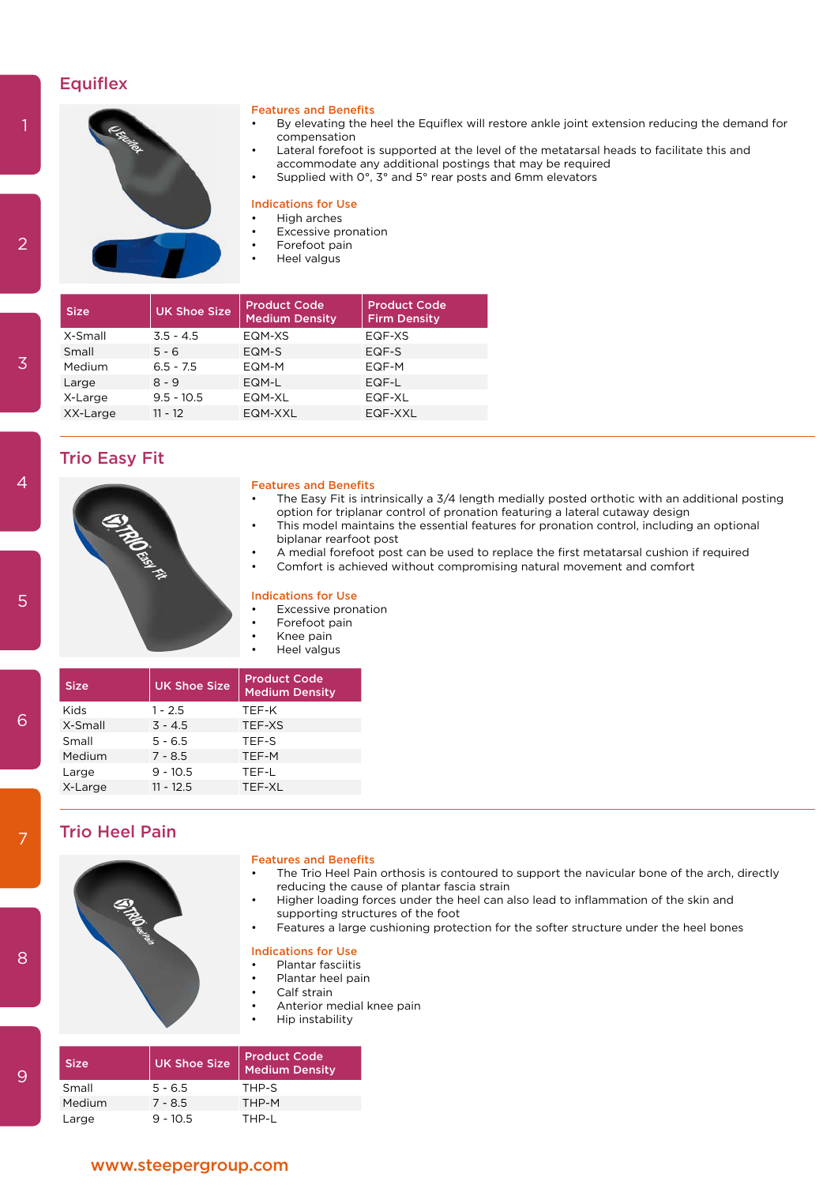## Equiflex

### Features and Benefits

- By elevating the heel the Equiflex will restore ankle joint extension reducing the demand for compensation
- Lateral forefoot is supported at the level of the metatarsal heads to facilitate this and accommodate any additional postings that may be required
- Supplied with 0°, 3° and 5° rear posts and 6mm elevators

### Indications for Use

- High arches
- Excessive pronation
- Forefoot pain
- Heel valgus

| Size | UK Shoe Size | Product Code Medium Density | Product Code Firm Density |
|---|---|---|---|
| X-Small | 3.5 - 4.5 | EQM-XS | EQF-XS |
| Small | 5 - 6 | EQM-S | EQF-S |
| Medium | 6.5 - 7.5 | EQM-M | EQF-M |
| Large | 8 - 9 | EQM-L | EQF-L |
| X-Large | 9.5 - 10.5 | EQM-XL | EQF-XL |
| XX-Large | 11 - 12 | EQM-XXL | EQF-XXL |

## Trio Easy Fit

### Features and Benefits

- The Easy Fit is intrinsically a 3/4 length medially posted orthotic with an additional posting option for triplanar control of pronation featuring a lateral cutaway design
- This model maintains the essential features for pronation control, including an optional biplanar rearfoot post
- A medial forefoot post can be used to replace the first metatarsal cushion if required
- Comfort is achieved without compromising natural movement and comfort

### Indications for Use

- Excessive pronation
- Forefoot pain
- Knee pain
- Heel valgus

| Size | UK Shoe Size | Product Code Medium Density |
|---|---|---|
| Kids | 1 - 2.5 | TEF-K |
| X-Small | 3 - 4.5 | TEF-XS |
| Small | 5 - 6.5 | TEF-S |
| Medium | 7 - 8.5 | TEF-M |
| Large | 9 - 10.5 | TEF-L |
| X-Large | 11 - 12.5 | TEF-XL |

## Trio Heel Pain

### Features and Benefits

- The Trio Heel Pain orthosis is contoured to support the navicular bone of the arch, directly reducing the cause of plantar fascia strain
- Higher loading forces under the heel can also lead to inflammation of the skin and supporting structures of the foot
- Features a large cushioning protection for the softer structure under the heel bones

### Indications for Use

- Plantar fasciitis
- Plantar heel pain
- Calf strain
- Anterior medial knee pain
- Hip instability

| Size | UK Shoe Size | Product Code Medium Density |
|---|---|---|
| Small | 5 - 6.5 | THP-S |
| Medium | 7 - 8.5 | THP-M |
| Large | 9 - 10.5 | THP-L |

www.steepergroup.com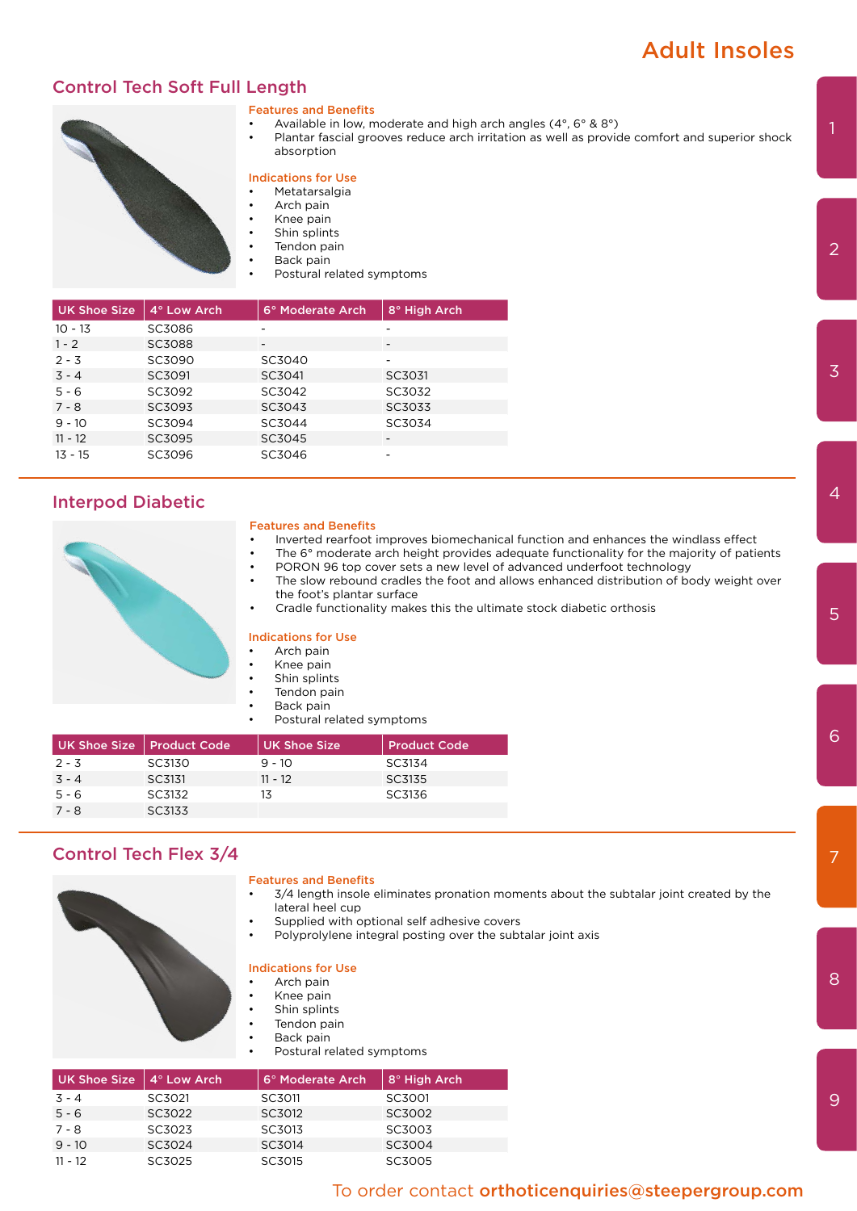# Adult Insoles

## Control Tech Soft Full Length

**Features and Benefits**

- Available in low, moderate and high arch angles (4°, 6° & 8°)
- Plantar fascial grooves reduce arch irritation as well as provide comfort and superior shock absorption

**Indications for Use**

- Metatarsalgia
- Arch pain
- Knee pain
- Shin splints
- Tendon pain
- Back pain
- Postural related symptoms

| UK Shoe Size | 4° Low Arch | 6° Moderate Arch | 8° High Arch |
|---|---|---|---|
| 10 - 13 | SC3086 | - | - |
| 1 - 2 | SC3088 | - | - |
| 2 - 3 | SC3090 | SC3040 | - |
| 3 - 4 | SC3091 | SC3041 | SC3031 |
| 5 - 6 | SC3092 | SC3042 | SC3032 |
| 7 - 8 | SC3093 | SC3043 | SC3033 |
| 9 - 10 | SC3094 | SC3044 | SC3034 |
| 11 - 12 | SC3095 | SC3045 | - |
| 13 - 15 | SC3096 | SC3046 | - |

## Interpod Diabetic

**Features and Benefits**

- Inverted rearfoot improves biomechanical function and enhances the windlass effect
- The 6° moderate arch height provides adequate functionality for the majority of patients
- PORON 96 top cover sets a new level of advanced underfoot technology
- The slow rebound cradles the foot and allows enhanced distribution of body weight over the foot's plantar surface
- Cradle functionality makes this the ultimate stock diabetic orthosis

**Indications for Use**

- Arch pain
- Knee pain
- Shin splints
- Tendon pain
- Back pain
- Postural related symptoms

| UK Shoe Size | Product Code | UK Shoe Size | Product Code |
|---|---|---|---|
| 2 - 3 | SC3130 | 9 - 10 | SC3134 |
| 3 - 4 | SC3131 | 11 - 12 | SC3135 |
| 5 - 6 | SC3132 | 13 | SC3136 |
| 7 - 8 | SC3133 | | |

## Control Tech Flex 3/4

**Features and Benefits**

- 3/4 length insole eliminates pronation moments about the subtalar joint created by the lateral heel cup
- Supplied with optional self adhesive covers
- Polyprolylene integral posting over the subtalar joint axis

**Indications for Use**

- Arch pain
- Knee pain
- Shin splints
- Tendon pain
- Back pain
- Postural related symptoms

| UK Shoe Size | 4° Low Arch | 6° Moderate Arch | 8° High Arch |
|---|---|---|---|
| 3 - 4 | SC3021 | SC3011 | SC3001 |
| 5 - 6 | SC3022 | SC3012 | SC3002 |
| 7 - 8 | SC3023 | SC3013 | SC3003 |
| 9 - 10 | SC3024 | SC3014 | SC3004 |
| 11 - 12 | SC3025 | SC3015 | SC3005 |

To order contact **orthoticenquiries@steepergroup.com**